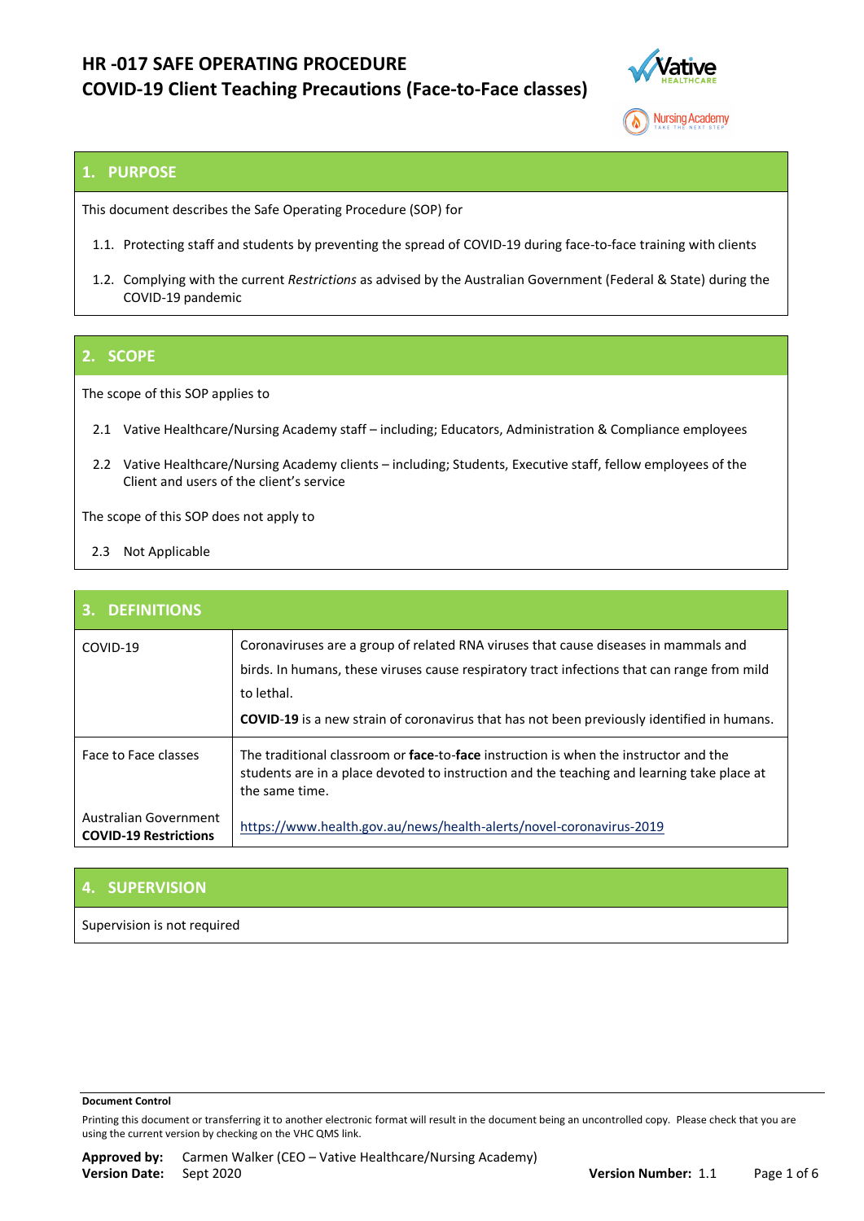# HR -017 SAFE OPERATING PROCEDURE
# COVID-19 Client Teaching Precautions (Face-to-Face classes)

## 1. PURPOSE

This document describes the Safe Operating Procedure (SOP) for

1.1. Protecting staff and students by preventing the spread of COVID-19 during face-to-face training with clients

1.2. Complying with the current *Restrictions* as advised by the Australian Government (Federal & State) during the COVID-19 pandemic

## 2. SCOPE

The scope of this SOP applies to

2.1 Vative Healthcare/Nursing Academy staff – including; Educators, Administration & Compliance employees

2.2 Vative Healthcare/Nursing Academy clients – including; Students, Executive staff, fellow employees of the Client and users of the client's service

The scope of this SOP does not apply to

2.3 Not Applicable

## 3. DEFINITIONS

| | |
|---|---|
| COVID-19 | Coronaviruses are a group of related RNA viruses that cause diseases in mammals and birds. In humans, these viruses cause respiratory tract infections that can range from mild to lethal. **COVID-19** is a new strain of coronavirus that has not been previously identified in humans. |
| Face to Face classes | The traditional classroom or **face**-to-**face** instruction is when the instructor and the students are in a place devoted to instruction and the teaching and learning take place at the same time. |
| Australian Government **COVID-19 Restrictions** | https://www.health.gov.au/news/health-alerts/novel-coronavirus-2019 |

## 4. SUPERVISION

Supervision is not required

**Document Control**

Printing this document or transferring it to another electronic format will result in the document being an uncontrolled copy. Please check that you are using the current version by checking on the VHC QMS link.

**Approved by:** Carmen Walker (CEO – Vative Healthcare/Nursing Academy)
**Version Date:** Sept 2020 **Version Number:** 1.1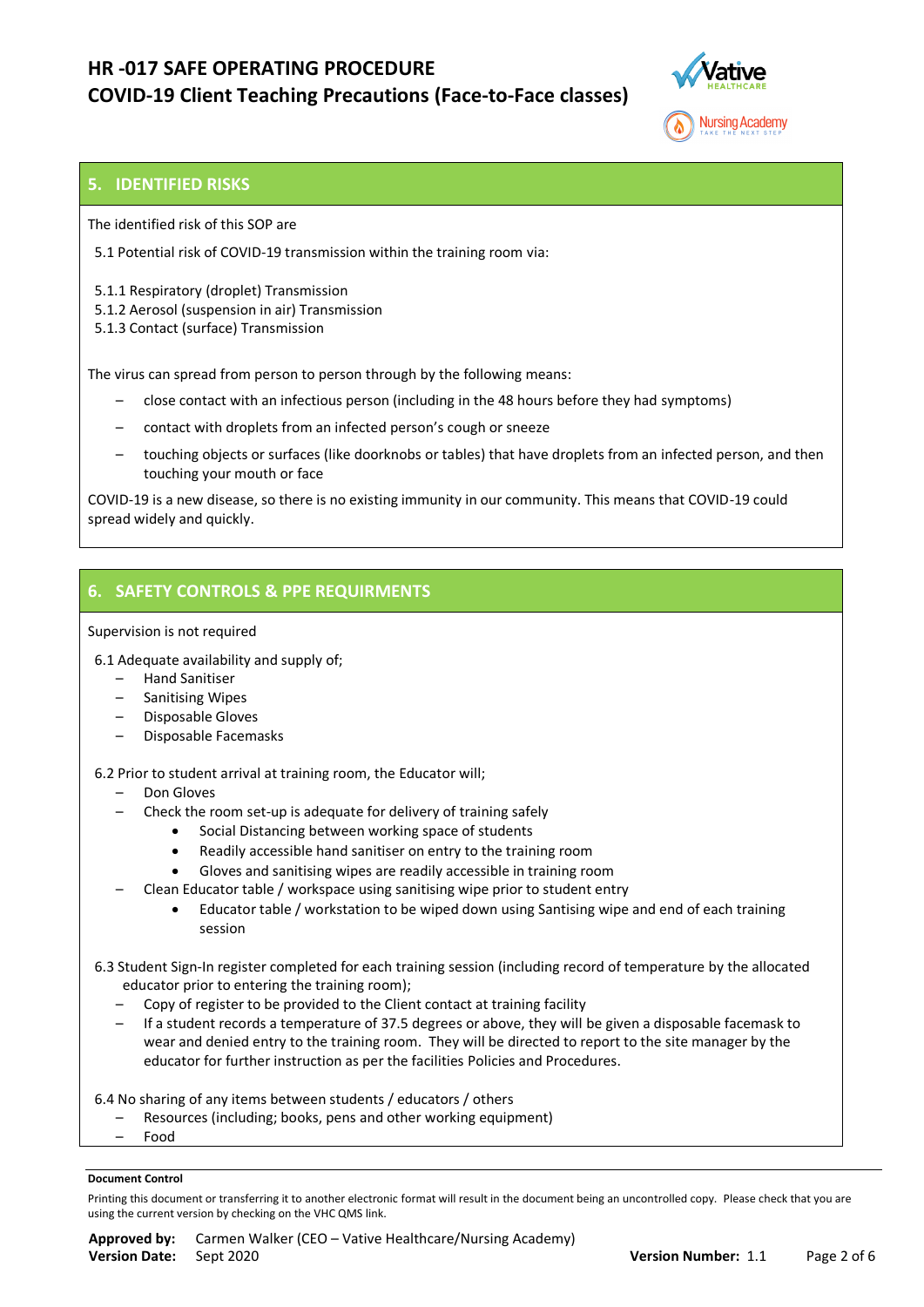## 5. IDENTIFIED RISKS

The identified risk of this SOP are

5.1 Potential risk of COVID-19 transmission within the training room via:

5.1.1 Respiratory (droplet) Transmission
5.1.2 Aerosol (suspension in air) Transmission
5.1.3 Contact (surface) Transmission

The virus can spread from person to person through by the following means:

- close contact with an infectious person (including in the 48 hours before they had symptoms)
- contact with droplets from an infected person's cough or sneeze
- touching objects or surfaces (like doorknobs or tables) that have droplets from an infected person, and then touching your mouth or face

COVID-19 is a new disease, so there is no existing immunity in our community. This means that COVID-19 could spread widely and quickly.

## 6. SAFETY CONTROLS & PPE REQUIRMENTS

Supervision is not required

6.1 Adequate availability and supply of;

- Hand Sanitiser
- Sanitising Wipes
- Disposable Gloves
- Disposable Facemasks

6.2 Prior to student arrival at training room, the Educator will;

- Don Gloves
- Check the room set-up is adequate for delivery of training safely
  - Social Distancing between working space of students
  - Readily accessible hand sanitiser on entry to the training room
  - Gloves and sanitising wipes are readily accessible in training room
- Clean Educator table / workspace using sanitising wipe prior to student entry
  - Educator table / workstation to be wiped down using Santising wipe and end of each training session

6.3 Student Sign-In register completed for each training session (including record of temperature by the allocated educator prior to entering the training room);

- Copy of register to be provided to the Client contact at training facility
- If a student records a temperature of 37.5 degrees or above, they will be given a disposable facemask to wear and denied entry to the training room. They will be directed to report to the site manager by the educator for further instruction as per the facilities Policies and Procedures.

6.4 No sharing of any items between students / educators / others

- Resources (including; books, pens and other working equipment)
- Food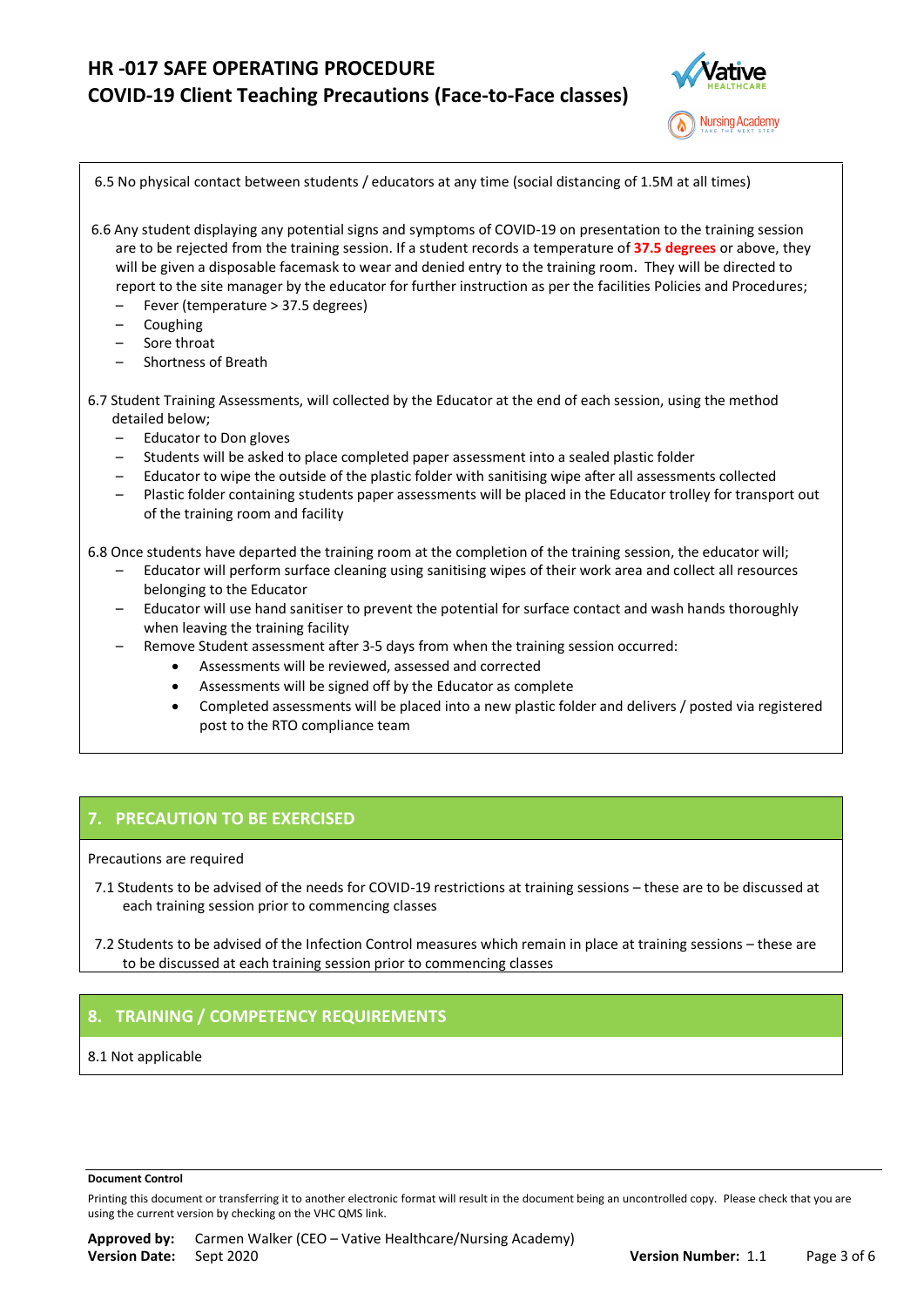6.5 No physical contact between students / educators at any time (social distancing of 1.5M at all times)

6.6 Any student displaying any potential signs and symptoms of COVID-19 on presentation to the training session are to be rejected from the training session. If a student records a temperature of **37.5 degrees** or above, they will be given a disposable facemask to wear and denied entry to the training room. They will be directed to report to the site manager by the educator for further instruction as per the facilities Policies and Procedures;

- Fever (temperature > 37.5 degrees)
- Coughing
- Sore throat
- Shortness of Breath

6.7 Student Training Assessments, will collected by the Educator at the end of each session, using the method detailed below;

- Educator to Don gloves
- Students will be asked to place completed paper assessment into a sealed plastic folder
- Educator to wipe the outside of the plastic folder with sanitising wipe after all assessments collected
- Plastic folder containing students paper assessments will be placed in the Educator trolley for transport out of the training room and facility

6.8 Once students have departed the training room at the completion of the training session, the educator will;

- Educator will perform surface cleaning using sanitising wipes of their work area and collect all resources belonging to the Educator
- Educator will use hand sanitiser to prevent the potential for surface contact and wash hands thoroughly when leaving the training facility
- Remove Student assessment after 3-5 days from when the training session occurred:
    - Assessments will be reviewed, assessed and corrected
    - Assessments will be signed off by the Educator as complete
    - Completed assessments will be placed into a new plastic folder and delivers / posted via registered post to the RTO compliance team

## 7. PRECAUTION TO BE EXERCISED

Precautions are required

7.1 Students to be advised of the needs for COVID-19 restrictions at training sessions – these are to be discussed at each training session prior to commencing classes

7.2 Students to be advised of the Infection Control measures which remain in place at training sessions – these are to be discussed at each training session prior to commencing classes

## 8. TRAINING / COMPETENCY REQUIREMENTS

8.1 Not applicable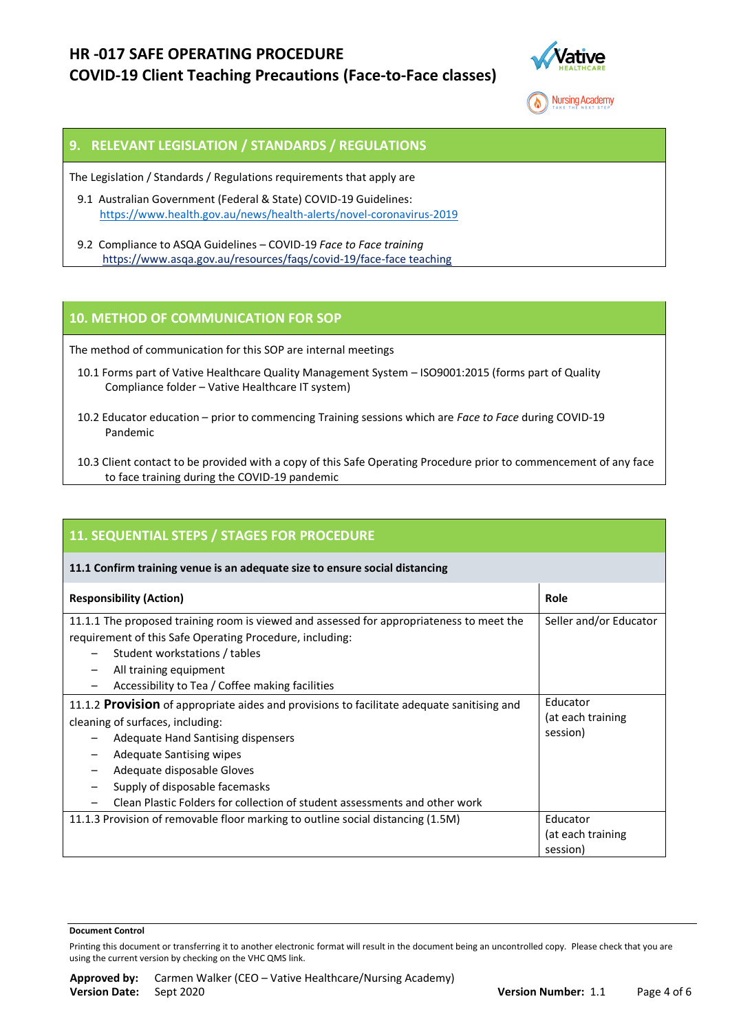## 9. RELEVANT LEGISLATION / STANDARDS / REGULATIONS

The Legislation / Standards / Regulations requirements that apply are

9.1 Australian Government (Federal & State) COVID-19 Guidelines:
https://www.health.gov.au/news/health-alerts/novel-coronavirus-2019

9.2 Compliance to ASQA Guidelines – COVID-19 *Face to Face training*
https://www.asqa.gov.au/resources/faqs/covid-19/face-face teaching

## 10. METHOD OF COMMUNICATION FOR SOP

The method of communication for this SOP are internal meetings

10.1 Forms part of Vative Healthcare Quality Management System – ISO9001:2015 (forms part of Quality Compliance folder – Vative Healthcare IT system)

10.2 Educator education – prior to commencing Training sessions which are *Face to Face* during COVID-19 Pandemic

10.3 Client contact to be provided with a copy of this Safe Operating Procedure prior to commencement of any face to face training during the COVID-19 pandemic

## 11. SEQUENTIAL STEPS / STAGES FOR PROCEDURE

**11.1 Confirm training venue is an adequate size to ensure social distancing**

| **Responsibility (Action)** | **Role** |
|---|---|
| 11.1.1 The proposed training room is viewed and assessed for appropriateness to meet the requirement of this Safe Operating Procedure, including:<br>– Student workstations / tables<br>– All training equipment<br>– Accessibility to Tea / Coffee making facilities | Seller and/or Educator |
| 11.1.2 **Provision** of appropriate aides and provisions to facilitate adequate sanitising and cleaning of surfaces, including:<br>– Adequate Hand Santising dispensers<br>– Adequate Santising wipes<br>– Adequate disposable Gloves<br>– Supply of disposable facemasks<br>– Clean Plastic Folders for collection of student assessments and other work | Educator (at each training session) |
| 11.1.3 Provision of removable floor marking to outline social distancing (1.5M) | Educator (at each training session) |

**Document Control**

Printing this document or transferring it to another electronic format will result in the document being an uncontrolled copy. Please check that you are using the current version by checking on the VHC QMS link.

**Approved by:** Carmen Walker (CEO – Vative Healthcare/Nursing Academy)
**Version Date:** Sept 2020 **Version Number:** 1.1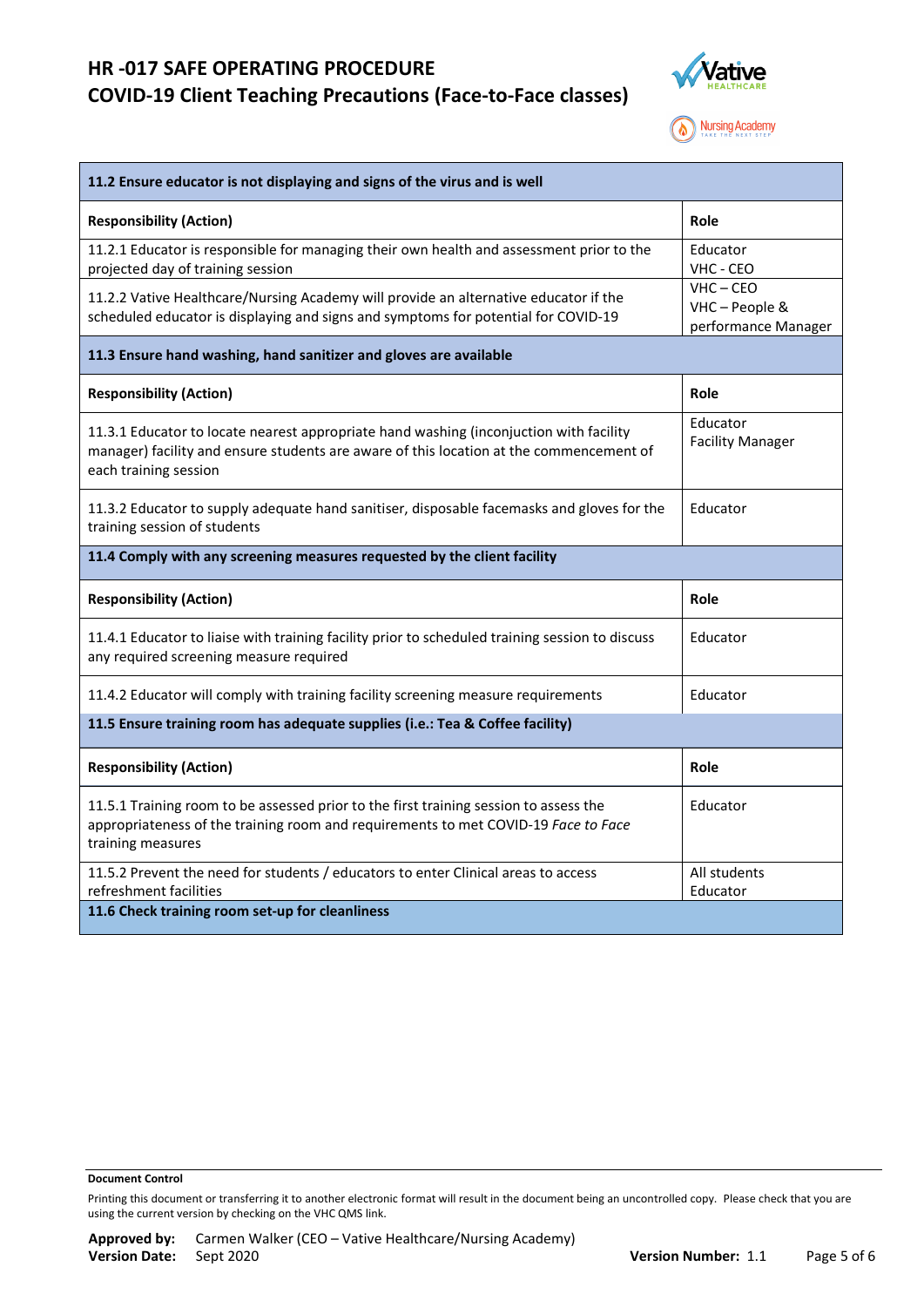| 11.2 Ensure educator is not displaying and signs of the virus and is well | |
|---|---|
| **Responsibility (Action)** | **Role** |
| 11.2.1 Educator is responsible for managing their own health and assessment prior to the projected day of training session | Educator<br>VHC - CEO |
| 11.2.2 Vative Healthcare/Nursing Academy will provide an alternative educator if the scheduled educator is displaying and signs and symptoms for potential for COVID-19 | VHC – CEO<br>VHC – People & performance Manager |
| **11.3 Ensure hand washing, hand sanitizer and gloves are available** | |
| **Responsibility (Action)** | **Role** |
| 11.3.1 Educator to locate nearest appropriate hand washing (inconjuction with facility manager) facility and ensure students are aware of this location at the commencement of each training session | Educator<br>Facility Manager |
| 11.3.2 Educator to supply adequate hand sanitiser, disposable facemasks and gloves for the training session of students | Educator |
| **11.4 Comply with any screening measures requested by the client facility** | |
| **Responsibility (Action)** | **Role** |
| 11.4.1 Educator to liaise with training facility prior to scheduled training session to discuss any required screening measure required | Educator |
| 11.4.2 Educator will comply with training facility screening measure requirements | Educator |
| **11.5 Ensure training room has adequate supplies (i.e.: Tea & Coffee facility)** | |
| **Responsibility (Action)** | **Role** |
| 11.5.1 Training room to be assessed prior to the first training session to assess the appropriateness of the training room and requirements to met COVID-19 *Face to Face* training measures | Educator |
| 11.5.2 Prevent the need for students / educators to enter Clinical areas to access refreshment facilities | All students<br>Educator |
| **11.6 Check training room set-up for cleanliness** | |

**Document Control**

Printing this document or transferring it to another electronic format will result in the document being an uncontrolled copy. Please check that you are using the current version by checking on the VHC QMS link.

**Approved by:** Carmen Walker (CEO – Vative Healthcare/Nursing Academy)
**Version Date:** Sept 2020 **Version Number:** 1.1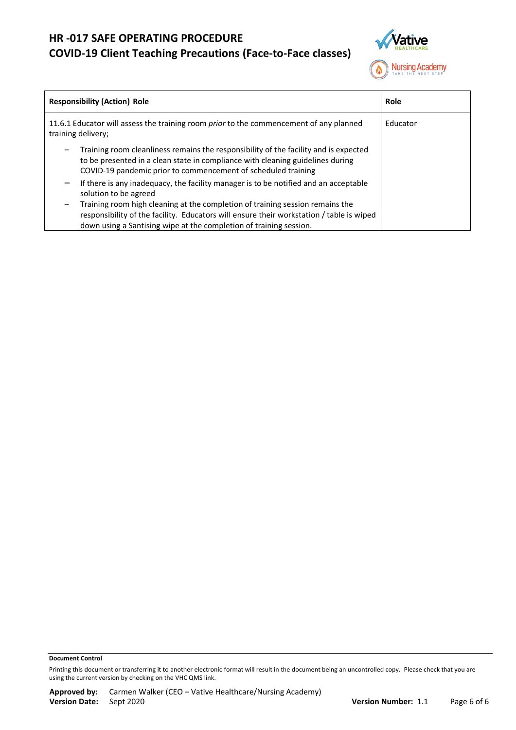| Responsibility (Action) Role | Role |
|---|---|
| 11.6.1 Educator will assess the training room *prior* to the commencement of any planned training delivery;<br>– Training room cleanliness remains the responsibility of the facility and is expected to be presented in a clean state in compliance with cleaning guidelines during COVID-19 pandemic prior to commencement of scheduled training<br>– If there is any inadequacy, the facility manager is to be notified and an acceptable solution to be agreed<br>– Training room high cleaning at the completion of training session remains the responsibility of the facility. Educators will ensure their workstation / table is wiped down using a Santising wipe at the completion of training session. | Educator |